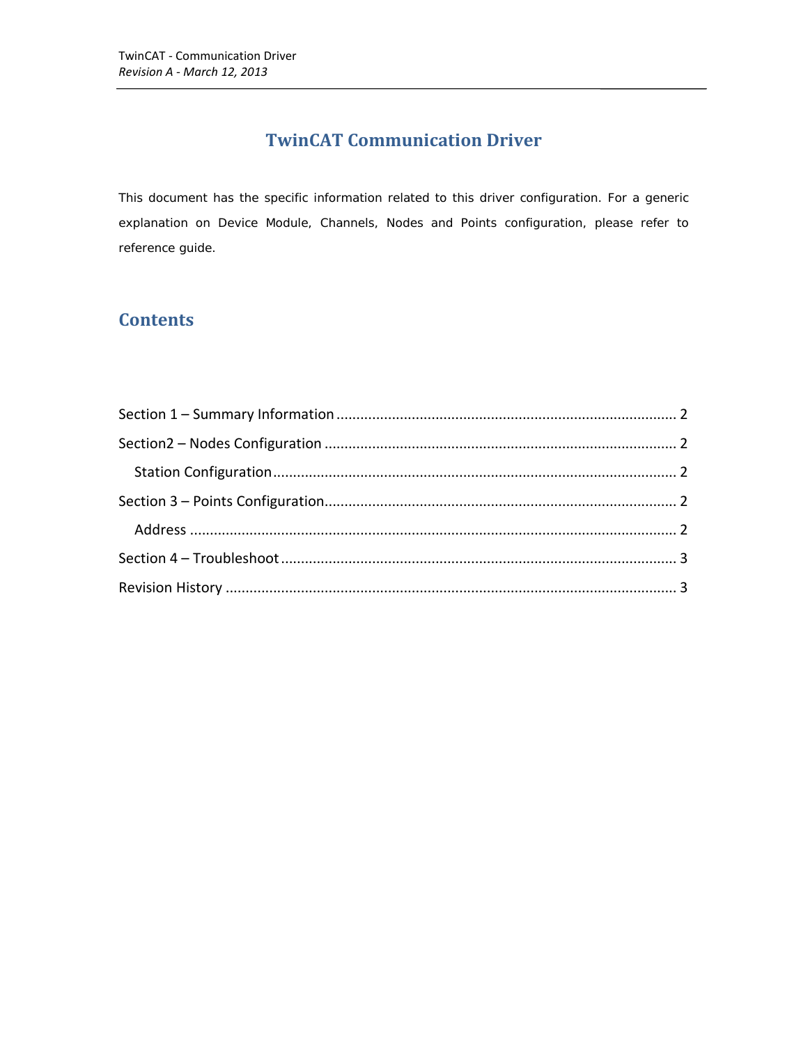# TwinCAT Communication Driver

This document has the specific information related to this driver configuration. For a generic explanation on Device Module, Channels, Nodes and Points configuration, please refer to reference guide.

## Contents

Section 1 – Summary Information ..... 2

Section2 – Nodes Configuration ..... 2

  Station Configuration ..... 2

Section 3 – Points Configuration ..... 2

  Address ..... 2

Section 4 – Troubleshoot ..... 3

Revision History ..... 3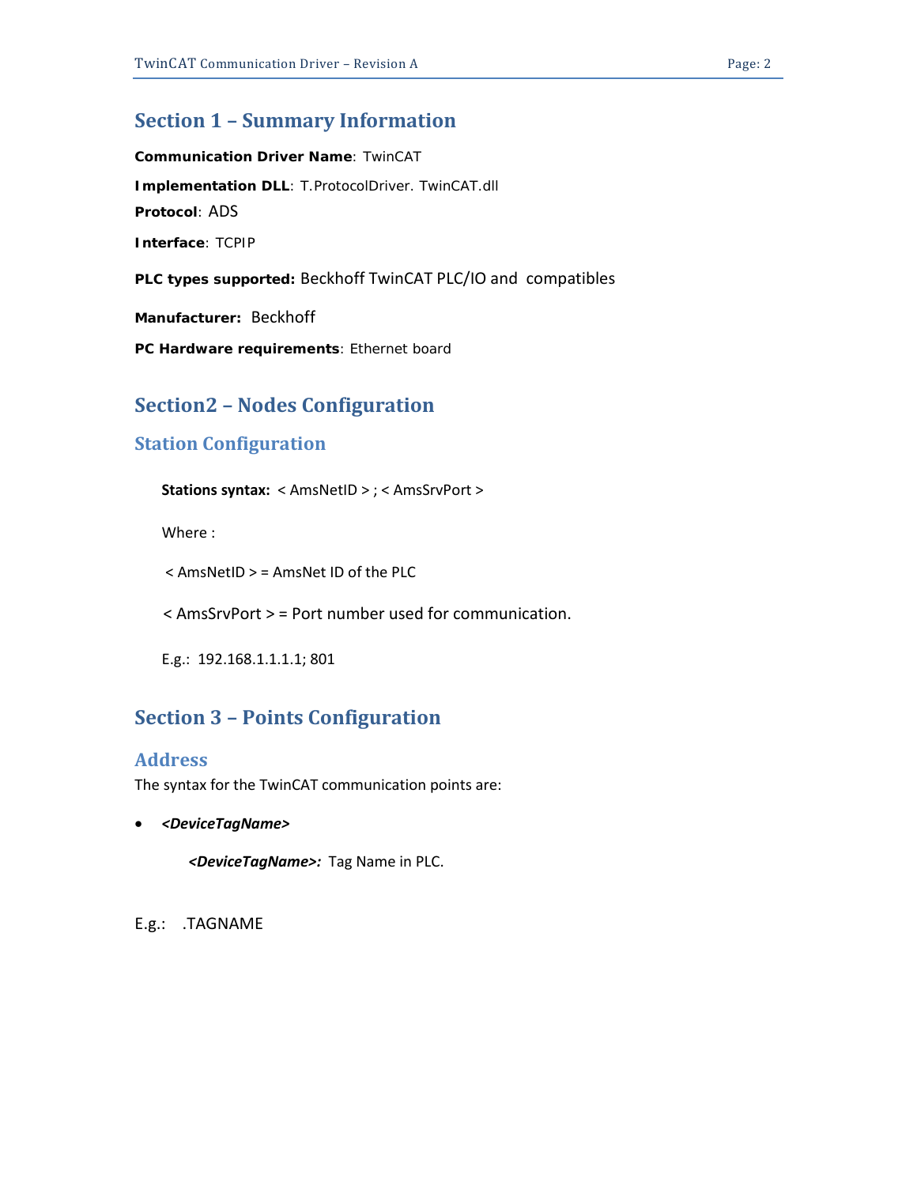## Section 1 – Summary Information

**Communication Driver Name**: TwinCAT

**Implementation DLL**: T.ProtocolDriver. TwinCAT.dll

**Protocol**: ADS

**Interface**: TCPIP

**PLC types supported:** Beckhoff TwinCAT PLC/IO and compatibles

**Manufacturer:** Beckhoff

**PC Hardware requirements**: Ethernet board

## Section2 – Nodes Configuration

### Station Configuration

**Stations syntax:** < AmsNetID > ; < AmsSrvPort >

Where :

< AmsNetID > = AmsNet ID of the PLC

< AmsSrvPort > = Port number used for communication.

E.g.: 192.168.1.1.1.1; 801

## Section 3 – Points Configuration

### Address

The syntax for the TwinCAT communication points are:

- ***<DeviceTagName>***

  ***<DeviceTagName>:*** Tag Name in PLC.

E.g.: .TAGNAME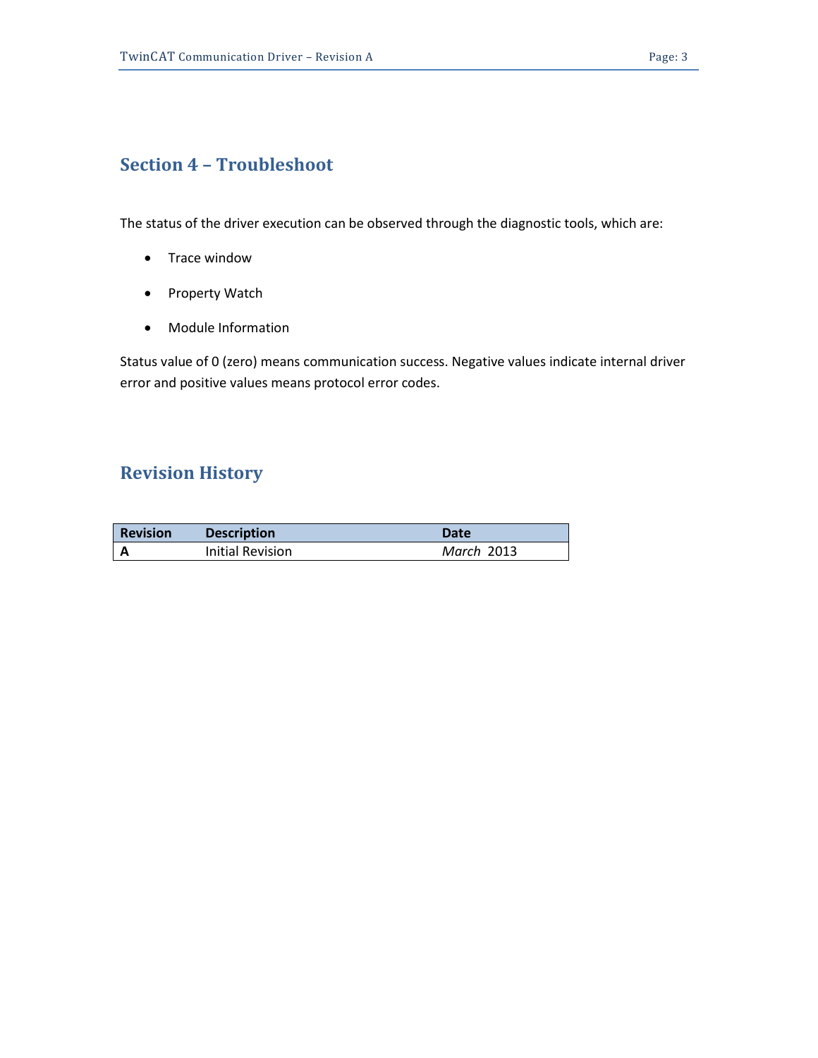## Section 4 – Troubleshoot

The status of the driver execution can be observed through the diagnostic tools, which are:

- Trace window
- Property Watch
- Module Information

Status value of 0 (zero) means communication success. Negative values indicate internal driver error and positive values means protocol error codes.

## Revision History

| Revision | Description | Date |
| --- | --- | --- |
| **A** | Initial Revision | *March* 2013 |